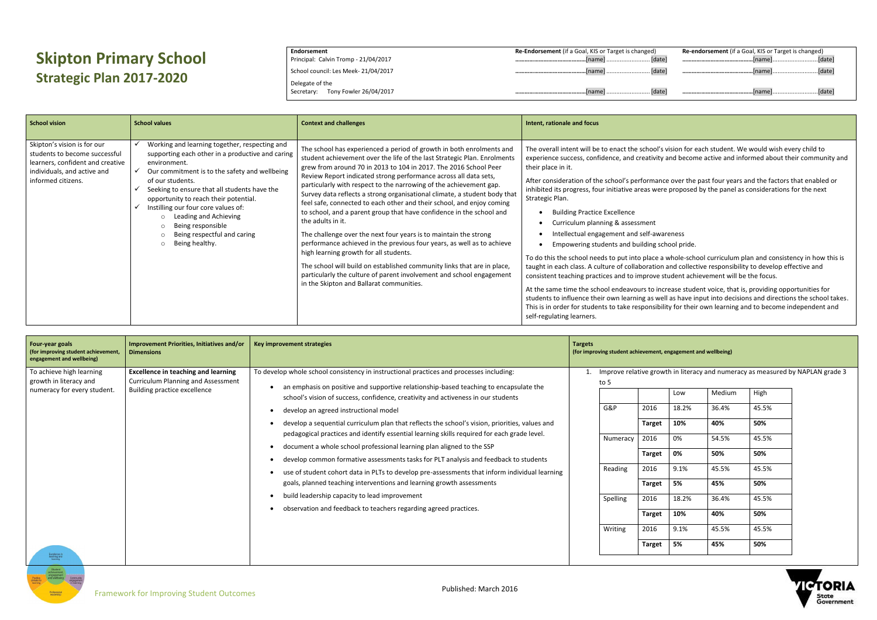# Skipton Primary School
## Strategic Plan 2017-2020

| **Endorsement** | **Re-Endorsement** (if a Goal, KIS or Target is changed) | **Re-endorsement** (if a Goal, KIS or Target is changed) |
|---|---|---|
| Principal: Calvin Tromp - 21/04/2017 | ..........................................[name] .......................... [date] | ..........................................[name]..........................[date] |
| School council: Les Meek- 21/04/2017 | ..........................................[name] .......................... [date] | ..........................................[name]..........................[date] |
| Delegate of the Secretary: Tony Fowler 26/04/2017 | ..........................................[name] .......................... [date] | ..........................................[name]..........................[date] |

| School vision | School values | Context and challenges | Intent, rationale and focus |
|---|---|---|---|
| Skipton's vision is for our students to become successful learners, confident and creative individuals, and active and informed citizens. | ✓ Working and learning together, respecting and supporting each other in a productive and caring environment.<br>✓ Our commitment is to the safety and wellbeing of our students.<br>✓ Seeking to ensure that all students have the opportunity to reach their potential.<br>✓ Instilling our four core values of:<br>○ Leading and Achieving<br>○ Being responsible<br>○ Being respectful and caring<br>○ Being healthy. | The school has experienced a period of growth in both enrolments and student achievement over the life of the last Strategic Plan. Enrolments grew from around 70 in 2013 to 104 in 2017. The 2016 School Peer Review Report indicated strong performance across all data sets, particularly with respect to the narrowing of the achievement gap. Survey data reflects a strong organisational climate, a student body that feel safe, connected to each other and their school, and enjoy coming to school, and a parent group that have confidence in the school and the adults in it.<br><br>The challenge over the next four years is to maintain the strong performance achieved in the previous four years, as well as to achieve high learning growth for all students.<br><br>The school will build on established community links that are in place, particularly the culture of parent involvement and school engagement in the Skipton and Ballarat communities. | The overall intent will be to enact the school's vision for each student. We would wish every child to experience success, confidence, and creativity and become active and informed about their community and their place in it.<br><br>After consideration of the school's performance over the past four years and the factors that enabled or inhibited its progress, four initiative areas were proposed by the panel as considerations for the next Strategic Plan.<br>• Building Practice Excellence<br>• Curriculum planning & assessment<br>• Intellectual engagement and self-awareness<br>• Empowering students and building school pride.<br><br>To do this the school needs to put into place a whole-school curriculum plan and consistency in how this is taught in each class. A culture of collaboration and collective responsibility to develop effective and consistent teaching practices and to improve student achievement will be the focus.<br><br>At the same time the school endeavours to increase student voice, that is, providing opportunities for students to influence their own learning as well as have input into decisions and directions the school takes. This is in order for students to take responsibility for their own learning and to become independent and self-regulating learners. |

| Four-year goals (for improving student achievement, engagement and wellbeing) | Improvement Priorities, Initiatives and/or Dimensions | Key improvement strategies | Targets (for improving student achievement, engagement and wellbeing) |
|---|---|---|---|
| To achieve high learning growth in literacy and numeracy for every student. | **Excellence in teaching and learning**<br>Curriculum Planning and Assessment<br>Building practice excellence | To develop whole school consistency in instructional practices and processes including:<br>• an emphasis on positive and supportive relationship-based teaching to encapsulate the school's vision of success, confidence, creativity and activeness in our students<br>• develop an agreed instructional model<br>• develop a sequential curriculum plan that reflects the school's vision, priorities, values and pedagogical practices and identify essential learning skills required for each grade level.<br>• document a whole school professional learning plan aligned to the SSP<br>• develop common formative assessments tasks for PLT analysis and feedback to students<br>• use of student cohort data in PLTs to develop pre-assessments that inform individual learning goals, planned teaching interventions and learning growth assessments<br>• build leadership capacity to lead improvement<br>• observation and feedback to teachers regarding agreed practices. | 1. Improve relative growth in literacy and numeracy as measured by NAPLAN grade 3 to 5 |

| | | Low | Medium | High |
|---|---|---|---|---|
| G&P | 2016 | 18.2% | 36.4% | 45.5% |
| | **Target** | **10%** | **40%** | **50%** |
| Numeracy | 2016 | 0% | 54.5% | 45.5% |
| | **Target** | **0%** | **50%** | **50%** |
| Reading | 2016 | 9.1% | 45.5% | 45.5% |
| | **Target** | **5%** | **45%** | **50%** |
| Spelling | 2016 | 18.2% | 36.4% | 45.5% |
| | **Target** | **10%** | **40%** | **50%** |
| Writing | 2016 | 9.1% | 45.5% | 45.5% |
| | **Target** | **5%** | **45%** | **50%** |

Framework for Improving Student Outcomes

Published: March 2016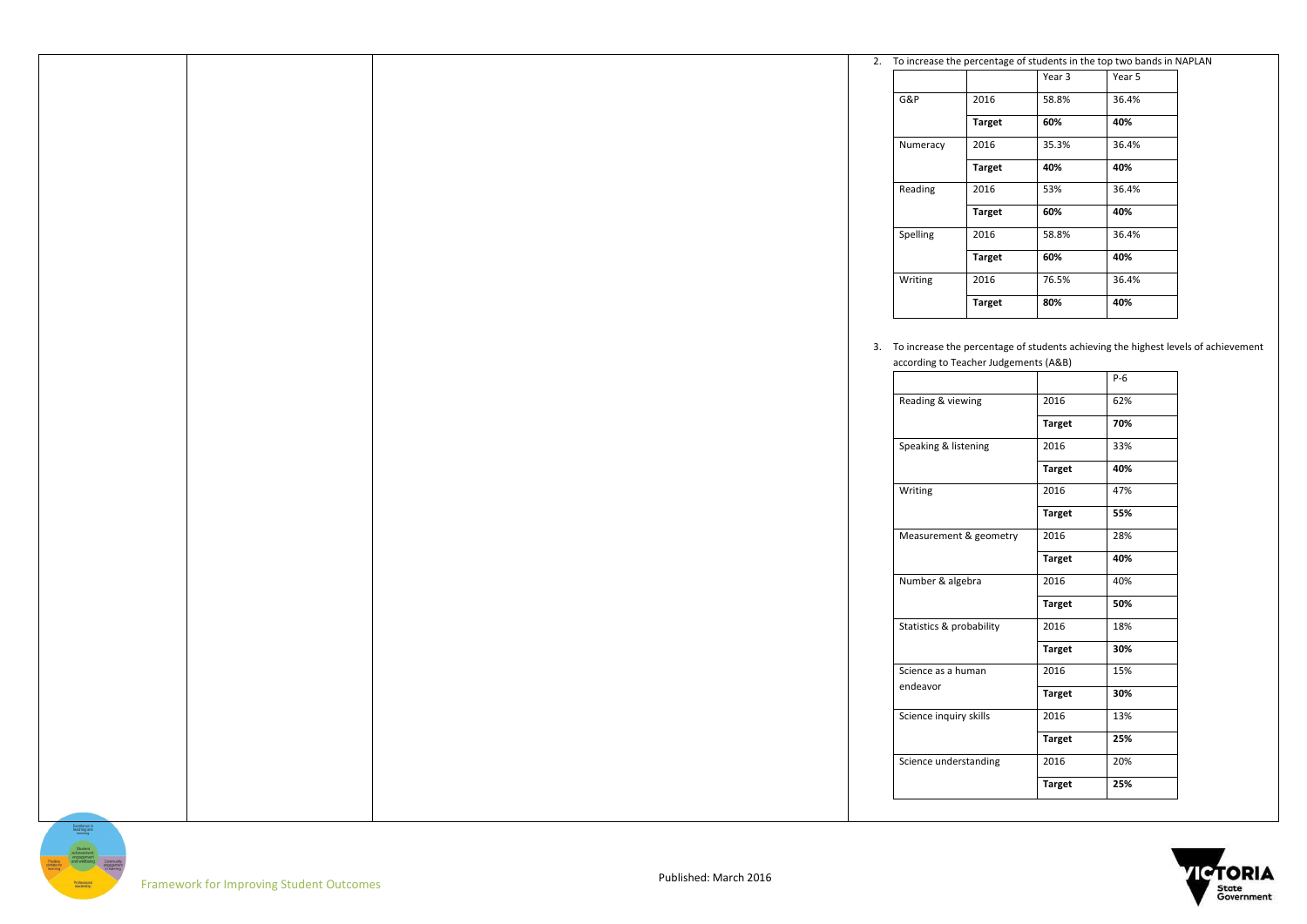2. To increase the percentage of students in the top two bands in NAPLAN

| | | Year 3 | Year 5 |
|---|---|---|---|
| G&P | 2016 | 58.8% | 36.4% |
| | **Target** | **60%** | **40%** |
| Numeracy | 2016 | 35.3% | 36.4% |
| | **Target** | **40%** | **40%** |
| Reading | 2016 | 53% | 36.4% |
| | **Target** | **60%** | **40%** |
| Spelling | 2016 | 58.8% | 36.4% |
| | **Target** | **60%** | **40%** |
| Writing | 2016 | 76.5% | 36.4% |
| | **Target** | **80%** | **40%** |

3. To increase the percentage of students achieving the highest levels of achievement according to Teacher Judgements (A&B)

| | | P-6 |
|---|---|---|
| Reading & viewing | 2016 | 62% |
| | **Target** | **70%** |
| Speaking & listening | 2016 | 33% |
| | **Target** | **40%** |
| Writing | 2016 | 47% |
| | **Target** | **55%** |
| Measurement & geometry | 2016 | 28% |
| | **Target** | **40%** |
| Number & algebra | 2016 | 40% |
| | **Target** | **50%** |
| Statistics & probability | 2016 | 18% |
| | **Target** | **30%** |
| Science as a human endeavor | 2016 | 15% |
| | **Target** | **30%** |
| Science inquiry skills | 2016 | 13% |
| | **Target** | **25%** |
| Science understanding | 2016 | 20% |
| | **Target** | **25%** |

Framework for Improving Student Outcomes

Published: March 2016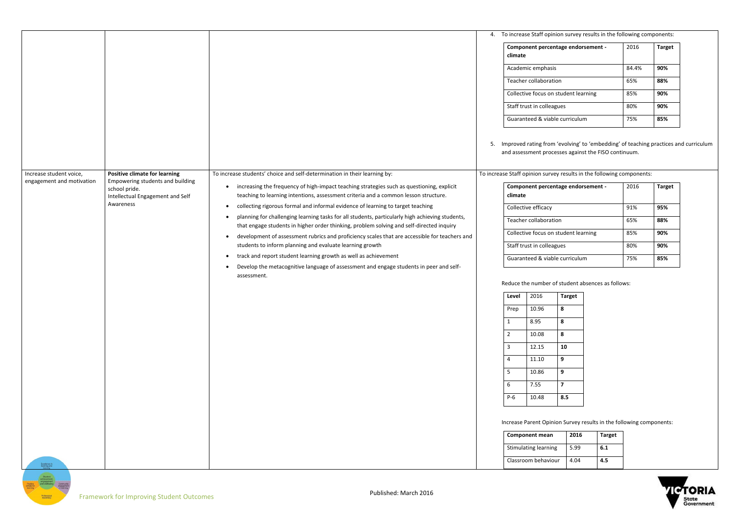| | | | |
|---|---|---|---|
| | | | 4. To increase Staff opinion survey results in the following components:<br><br>**Component percentage endorsement - climate** / 2016 / **Target**<br>Academic emphasis / 84.4% / **90%**<br>Teacher collaboration / 65% / **88%**<br>Collective focus on student learning / 85% / **90%**<br>Staff trust in colleagues / 80% / **90%**<br>Guaranteed & viable curriculum / 75% / **85%**<br><br>5. Improved rating from 'evolving' to 'embedding' of teaching practices and curriculum and assessment processes against the FISO continuum. |
| Increase student voice, engagement and motivation | **Positive climate for learning**<br>Empowering students and building school pride.<br>Intellectual Engagement and Self Awareness | To increase students' choice and self-determination in their learning by:<br><br>• increasing the frequency of high-impact teaching strategies such as questioning, explicit teaching to learning intentions, assessment criteria and a common lesson structure.<br>• collecting rigorous formal and informal evidence of learning to target teaching<br>• planning for challenging learning tasks for all students, particularly high achieving students, that engage students in higher order thinking, problem solving and self-directed inquiry<br>• development of assessment rubrics and proficiency scales that are accessible for teachers and students to inform planning and evaluate learning growth<br>• track and report student learning growth as well as achievement<br>• Develop the metacognitive language of assessment and engage students in peer and self-assessment. | To increase Staff opinion survey results in the following components:<br><br>**Component percentage endorsement - climate** / 2016 / **Target**<br>Collective efficacy / 91% / **95%**<br>Teacher collaboration / 65% / **88%**<br>Collective focus on student learning / 85% / **90%**<br>Staff trust in colleagues / 80% / **90%**<br>Guaranteed & viable curriculum / 75% / **85%**<br><br>Reduce the number of student absences as follows:<br><br>**Level** / 2016 / **Target**<br>Prep / 10.96 / **8**<br>1 / 8.95 / **8**<br>2 / 10.08 / **8**<br>3 / 12.15 / **10**<br>4 / 11.10 / **9**<br>5 / 10.86 / **9**<br>6 / 7.55 / **7**<br>P-6 / 10.48 / **8.5**<br><br>Increase Parent Opinion Survey results in the following components:<br><br>**Component mean** / **2016** / **Target**<br>Stimulating learning / 5.99 / **6.1**<br>Classroom behaviour / 4.04 / **4.5** |

Framework for Improving Student Outcomes

Published: March 2016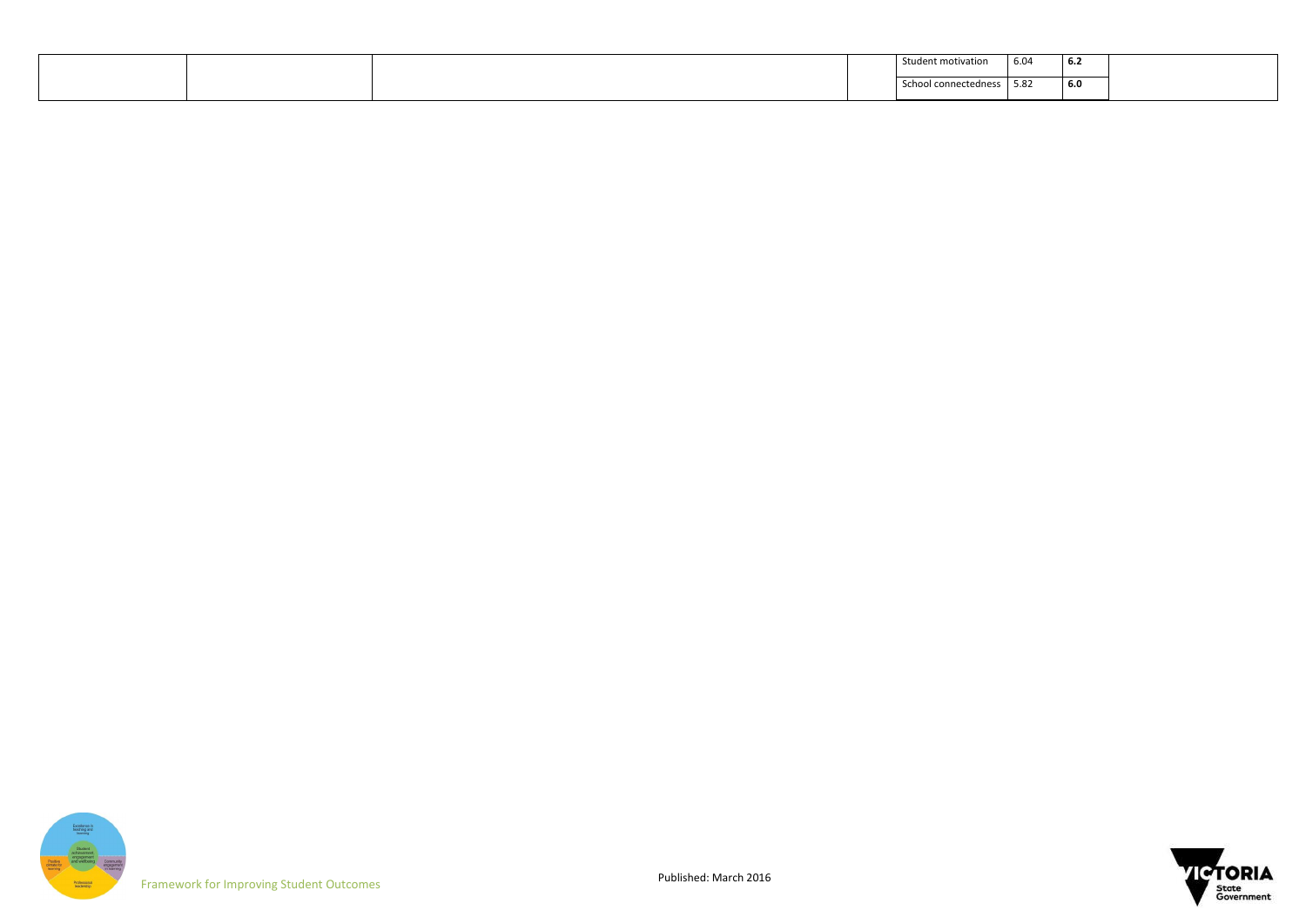| | | | | | | | |
|---|---|---|---|---|---|---|---|
| | | | | Student motivation | 6.04 | **6.2** | |
| | | | | School connectedness | 5.82 | **6.0** | |

Framework for Improving Student Outcomes

Published: March 2016